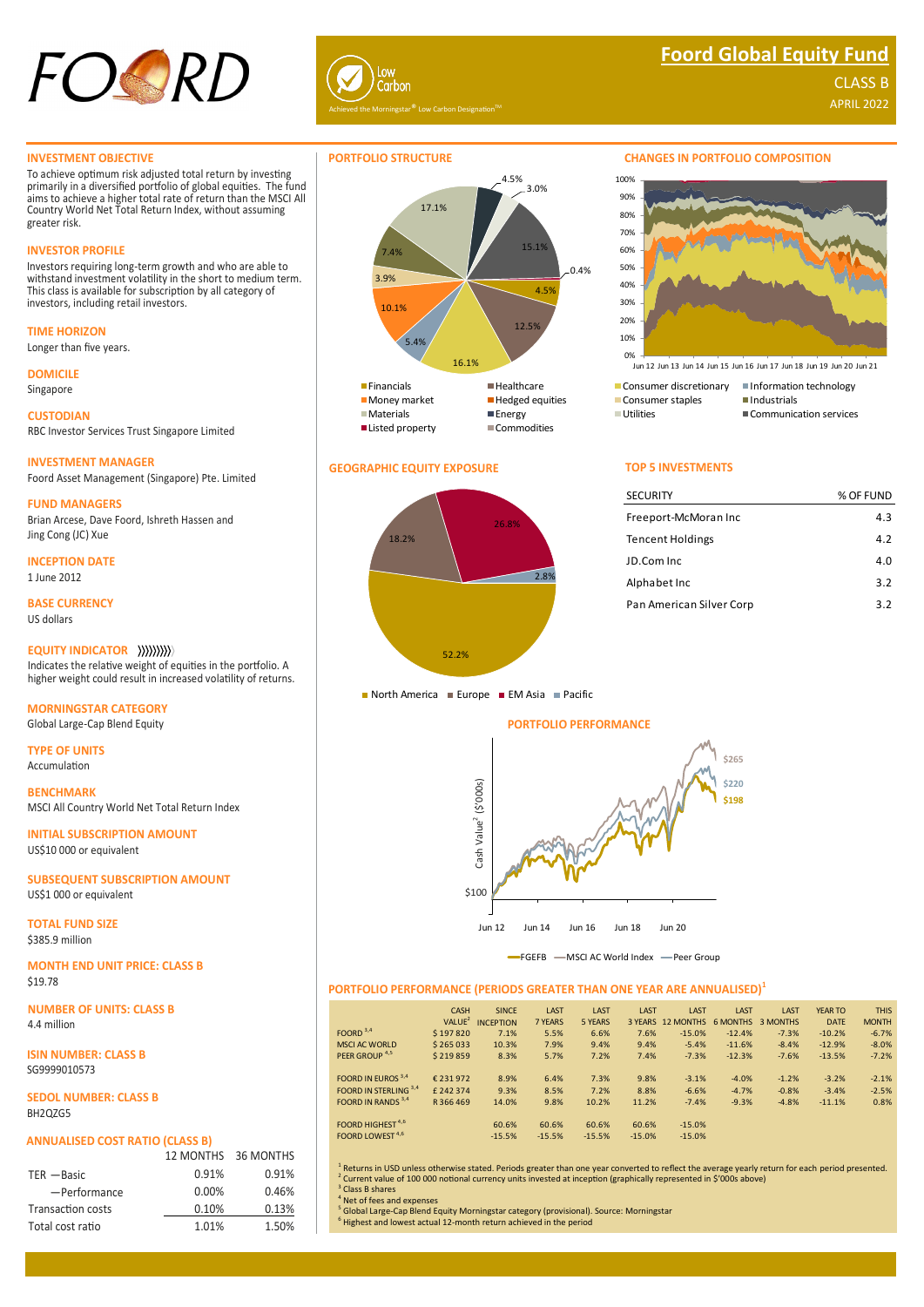# Foord Global Equity Fund

CLASS B

APRIL 2022

Low Carbon — Achieved the Morningstar® Low Carbon Designation™

## INVESTMENT OBJECTIVE

To achieve optimum risk adjusted total return by investing primarily in a diversified portfolio of global equities. The fund aims to achieve a higher total rate of return than the MSCI All Country World Net Total Return Index, without assuming greater risk.

## INVESTOR PROFILE

Investors requiring long-term growth and who are able to withstand investment volatility in the short to medium term. This class is available for subscription by all category of investors, including retail investors.

## TIME HORIZON

Longer than five years.

## DOMICILE

Singapore

## CUSTODIAN

RBC Investor Services Trust Singapore Limited

## INVESTMENT MANAGER

Foord Asset Management (Singapore) Pte. Limited

## FUND MANAGERS

Brian Arcese, Dave Foord, Ishreth Hassen and Jing Cong (JC) Xue

## INCEPTION DATE

1 June 2012

## BASE CURRENCY

US dollars

## EQUITY INDICATOR

Indicates the relative weight of equities in the portfolio. A higher weight could result in increased volatility of returns.

## MORNINGSTAR CATEGORY

Global Large-Cap Blend Equity

## TYPE OF UNITS

Accumulation

## BENCHMARK

MSCI All Country World Net Total Return Index

## INITIAL SUBSCRIPTION AMOUNT

US$10 000 or equivalent

## SUBSEQUENT SUBSCRIPTION AMOUNT

US$1 000 or equivalent

## TOTAL FUND SIZE

$385.9 million

## MONTH END UNIT PRICE: CLASS B

$19.78

## NUMBER OF UNITS: CLASS B

4.4 million

## ISIN NUMBER: CLASS B

SG9999010573

## SEDOL NUMBER: CLASS B

BH2QZG5

## ANNUALISED COST RATIO (CLASS B)

| | 12 MONTHS | 36 MONTHS |
|---|---|---|
| TER — Basic | 0.91% | 0.91% |
| — Performance | 0.00% | 0.46% |
| Transaction costs | 0.10% | 0.13% |
| Total cost ratio | 1.01% | 1.50% |

## PORTFOLIO STRUCTURE

| Sector | % |
|---|---|
| Financials | 17.1% |
| Healthcare | 7.4% |
| Money market | 3.9% |
| Hedged equities | 10.1% |
| Materials | 5.4% |
| Energy | 16.1% |
| Listed property | 12.5% |
| Commodities | 4.5% |
| Consumer discretionary | 0.4% |
| Information technology | 15.1% |
| Consumer staples | 3.0% |
| Industrials | 4.5% |

Financials, Money market, Materials, Listed property, Healthcare, Hedged equities, Energy, Commodities

## CHANGES IN PORTFOLIO COMPOSITION

Jun 12 – Jun 21

Consumer discretionary, Information technology, Consumer staples, Industrials, Utilities, Communication services

## GEOGRAPHIC EQUITY EXPOSURE

| Region | % |
|---|---|
| North America | 52.2% |
| Europe | 18.2% |
| EM Asia | 26.8% |
| Pacific | 2.8% |

## TOP 5 INVESTMENTS

| SECURITY | % OF FUND |
|---|---|
| Freeport-McMoran Inc | 4.3 |
| Tencent Holdings | 4.2 |
| JD.Com Inc | 4.0 |
| Alphabet Inc | 3.2 |
| Pan American Silver Corp | 3.2 |

## PORTFOLIO PERFORMANCE

Cash Value[2] ($'000s): $265, $220, $198 (start $100), Jun 12 – Jun 20

FGEFB — MSCI AC World Index — Peer Group

## PORTFOLIO PERFORMANCE (PERIODS GREATER THAN ONE YEAR ARE ANNUALISED)[1]

| | CASH VALUE[2] | SINCE INCEPTION | LAST 7 YEARS | LAST 5 YEARS | LAST 3 YEARS | LAST 12 MONTHS | LAST 6 MONTHS | LAST 3 MONTHS | YEAR TO DATE | THIS MONTH |
|---|---|---|---|---|---|---|---|---|---|---|
| FOORD[3,4] | $ 197 820 | 7.1% | 5.5% | 6.6% | 7.6% | -15.0% | -12.4% | -7.3% | -10.2% | -6.7% |
| MSCI AC WORLD | $ 265 033 | 10.3% | 7.9% | 9.4% | 9.4% | -5.4% | -11.6% | -8.4% | -12.9% | -8.0% |
| PEER GROUP[4,5] | $ 219 859 | 8.3% | 5.7% | 7.2% | 7.4% | -7.3% | -12.3% | -7.6% | -13.5% | -7.2% |
| FOORD IN EUROS[3,4] | € 231 972 | 8.9% | 6.4% | 7.3% | 9.8% | -3.1% | -4.0% | -1.2% | -3.2% | -2.1% |
| FOORD IN STERLING[3,4] | £ 242 374 | 9.3% | 8.5% | 7.2% | 8.8% | -6.6% | -4.7% | -0.8% | -3.4% | -2.5% |
| FOORD IN RANDS[3,4] | R 366 469 | 14.0% | 9.8% | 10.2% | 11.2% | -7.4% | -9.3% | -4.8% | -11.1% | 0.8% |
| FOORD HIGHEST[4,6] | | 60.6% | 60.6% | 60.6% | 60.6% | -15.0% | | | | |
| FOORD LOWEST[4,6] | | -15.5% | -15.5% | -15.5% | -15.0% | -15.0% | | | | |

[1] Returns in USD unless otherwise stated. Periods greater than one year converted to reflect the average yearly return for each period presented.
[2] Current value of 100 000 notional currency units invested at inception (graphically represented in $'000s above)
[3] Class B shares
[4] Net of fees and expenses
[5] Global Large-Cap Blend Equity Morningstar category (provisional). Source: Morningstar
[6] Highest and lowest actual 12-month return achieved in the period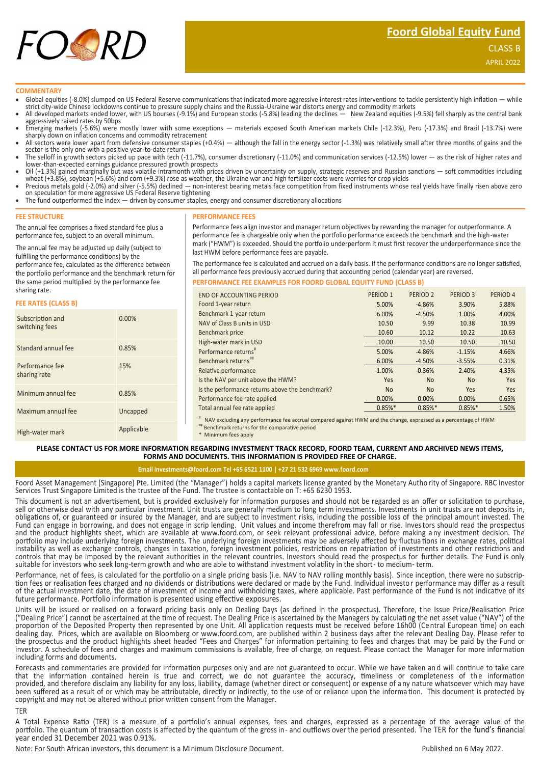# Foord Global Equity Fund

CLASS B

APRIL 2022

## COMMENTARY

- Global equities (-8.0%) slumped on US Federal Reserve communications that indicated more aggressive interest rates interventions to tackle persistently high inflation — while strict city-wide Chinese lockdowns continue to pressure supply chains and the Russia-Ukraine war distorts energy and commodity markets
- All developed markets ended lower, with US bourses (-9.1%) and European stocks (-5.8%) leading the declines — New Zealand equities (-9.5%) fell sharply as the central bank aggressively raised rates by 50bps
- Emerging markets (-5.6%) were mostly lower with some exceptions — materials exposed South American markets Chile (-12.3%), Peru (-17.3%) and Brazil (-13.7%) were sharply down on inflation concerns and commodity retracement
- All sectors were lower apart from defensive consumer staples (+0.4%) — although the fall in the energy sector (-1.3%) was relatively small after three months of gains and the sector is the only one with a positive year-to-date return
- The selloff in growth sectors picked up pace with tech (-11.7%), consumer discretionary (-11.0%) and communication services (-12.5%) lower — as the risk of higher rates and lower-than-expected earnings guidance pressured growth prospects
- Oil (+1.3%) gained marginally but was volatile intramonth with prices driven by uncertainty on supply, strategic reserves and Russian sanctions — soft commodities including wheat (+3.8%), soybean (+5.6%) and corn (+9.3%) rose as weather, the Ukraine war and high fertilizer costs were worries for crop yields
- Precious metals gold (-2.0%) and silver (-5.5%) declined — non-interest bearing metals face competition from fixed instruments whose real yields have finally risen above zero on speculation for more aggressive US Federal Reserve tightening
- The fund outperformed the index — driven by consumer staples, energy and consumer discretionary allocations

## FEE STRUCTURE

The annual fee comprises a fixed standard fee plus a performance fee, subject to an overall minimum.

The annual fee may be adjusted up daily (subject to fulfilling the performance conditions) by the performance fee, calculated as the difference between the portfolio performance and the benchmark return for the same period multiplied by the performance fee sharing rate.

### FEE RATES (CLASS B)

| | |
|---|---|
| Subscription and switching fees | 0.00% |
| Standard annual fee | 0.85% |
| Performance fee sharing rate | 15% |
| Minimum annual fee | 0.85% |
| Maximum annual fee | Uncapped |
| High-water mark | Applicable |

## PERFORMANCE FEES

Performance fees align investor and manager return objectives by rewarding the manager for outperformance. A performance fee is chargeable only when the portfolio performance exceeds the benchmark and the high-water mark ("HWM") is exceeded. Should the portfolio underperform it must first recover the underperformance since the last HWM before performance fees are payable.

The performance fee is calculated and accrued on a daily basis. If the performance conditions are no longer satisfied, all performance fees previously accrued during that accounting period (calendar year) are reversed.

### PERFORMANCE FEE EXAMPLES FOR FOORD GLOBAL EQUITY FUND (CLASS B)

| END OF ACCOUNTING PERIOD | PERIOD 1 | PERIOD 2 | PERIOD 3 | PERIOD 4 |
|---|---|---|---|---|
| Foord 1-year return | 5.00% | -4.86% | 3.90% | 5.88% |
| Benchmark 1-year return | 6.00% | -4.50% | 1.00% | 4.00% |
| NAV of Class B units in USD | 10.50 | 9.99 | 10.38 | 10.99 |
| Benchmark price | 10.60 | 10.12 | 10.22 | 10.63 |
| High-water mark in USD | 10.00 | 10.50 | 10.50 | 10.50 |
| Performance returns[#] | 5.00% | -4.86% | -1.15% | 4.66% |
| Benchmark returns[##] | 6.00% | -4.50% | -3.55% | 0.31% |
| Relative performance | -1.00% | -0.36% | 2.40% | 4.35% |
| Is the NAV per unit above the HWM? | Yes | No | No | Yes |
| Is the performance returns above the benchmark? | No | No | Yes | Yes |
| Performance fee rate applied | 0.00% | 0.00% | 0.00% | 0.65% |
| Total annual fee rate applied | 0.85%* | 0.85%* | 0.85%* | 1.50% |

[#] NAV excluding any performance fee accrual compared against HWM and the change, expressed as a percentage of HWM

[##] Benchmark returns for the comparative period

* Minimum fees apply

**PLEASE CONTACT US FOR MORE INFORMATION REGARDING INVESTMENT TRACK RECORD, FOORD TEAM, CURRENT AND ARCHIVED NEWS ITEMS, FORMS AND DOCUMENTS. THIS INFORMATION IS PROVIDED FREE OF CHARGE.**

**Email investments@foord.com Tel +65 6521 1100 | +27 21 532 6969 www.foord.com**

Foord Asset Management (Singapore) Pte. Limited (the "Manager") holds a capital markets license granted by the Monetary Authority of Singapore. RBC Investor Services Trust Singapore Limited is the trustee of the Fund. The trustee is contactable on T: +65 6230 1953.

This document is not an advertisement, but is provided exclusively for information purposes and should not be regarded as an offer or solicitation to purchase, sell or otherwise deal with any particular investment. Unit trusts are generally medium to long term investments. Investments in unit trusts are not deposits in, obligations of, or guaranteed or insured by the Manager, and are subject to investment risks, including the possible loss of the principal amount invested. The Fund can engage in borrowing, and does not engage in scrip lending. Unit values and income therefrom may fall or rise. Investors should read the prospectus and the product highlights sheet, which are available at www.foord.com, or seek relevant professional advice, before making any investment decision. The portfolio may include underlying foreign investments. The underlying foreign investments may be adversely affected by fluctuations in exchange rates, political instability as well as exchange controls, changes in taxation, foreign investment policies, restrictions on repatriation of investments and other restrictions and controls that may be imposed by the relevant authorities in the relevant countries. Investors should read the prospectus for further details. The Fund is only suitable for investors who seek long-term growth and who are able to withstand investment volatility in the short- to medium- term.

Performance, net of fees, is calculated for the portfolio on a single pricing basis (i.e. NAV to NAV rolling monthly basis). Since inception, there were no subscription fees or realisation fees charged and no dividends or distributions were declared or made by the Fund. Individual investor performance may differ as a result of the actual investment date, the date of investment of income and withholding taxes, where applicable. Past performance of the Fund is not indicative of its future performance. Portfolio information is presented using effective exposures.

Units will be issued or realised on a forward pricing basis only on Dealing Days (as defined in the prospectus). Therefore, the Issue Price/Realisation Price ("Dealing Price") cannot be ascertained at the time of request. The Dealing Price is ascertained by the Managers by calculating the net asset value ("NAV") of the proportion of the Deposited Property then represented by one Unit. All application requests must be received before 16h00 (Central European time) on each dealing day. Prices, which are available on Bloomberg or www.foord.com, are published within 2 business days after the relevant Dealing Day. Please refer to the prospectus and the product highlights sheet headed "Fees and Charges" for information pertaining to fees and charges that may be paid by the Fund or investor. A schedule of fees and charges and maximum commissions is available, free of charge, on request. Please contact the Manager for more information including forms and documents.

Forecasts and commentaries are provided for information purposes only and are not guaranteed to occur. While we have taken and will continue to take care that the information contained herein is true and correct, we do not guarantee the accuracy, timeliness or completeness of the information provided, and therefore disclaim any liability for any loss, liability, damage (whether direct or consequent) or expense of any nature whatsoever which may have been suffered as a result of or which may be attributable, directly or indirectly, to the use of or reliance upon the information. This document is protected by copyright and may not be altered without prior written consent from the Manager.

TER

A Total Expense Ratio (TER) is a measure of a portfolio's annual expenses, fees and charges, expressed as a percentage of the average value of the portfolio. The quantum of transaction costs is affected by the quantum of the gross in- and outflows over the period presented. The TER for the fund's financial year ended 31 December 2021 was 0.91%.

Note: For South African investors, this document is a Minimum Disclosure Document. Published on 6 May 2022.